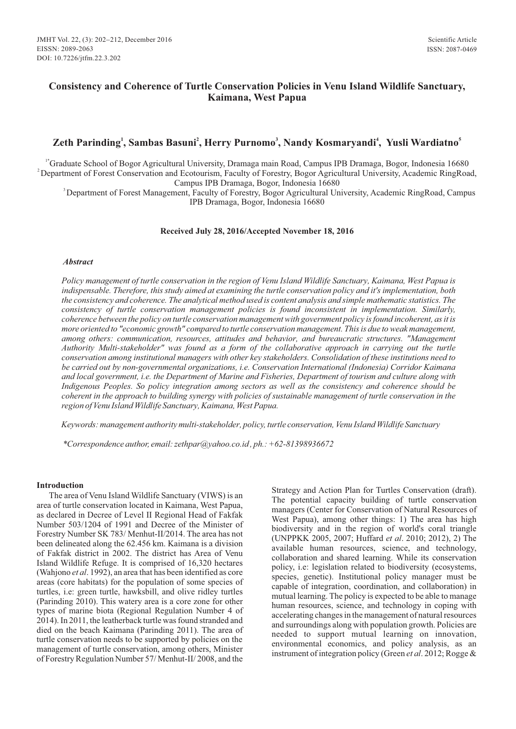# Consistency and Coherence of Turtle Conservation Policies in Venu Island Wildlife Sanctuary, Kaimana, West Papua

**Zeth Parinding[1], Sambas Basuni[2], Herry Purnomo[3], Nandy Kosmaryandi[4], Yusli Wardiatno[5]**

[1*]Graduate School of Bogor Agricultural University, Dramaga main Road, Campus IPB Dramaga, Bogor, Indonesia 16680
[2]Department of Forest Conservation and Ecotourism, Faculty of Forestry, Bogor Agricultural University, Academic RingRoad, Campus IPB Dramaga, Bogor, Indonesia 16680
[3]Department of Forest Management, Faculty of Forestry, Bogor Agricultural University, Academic RingRoad, Campus IPB Dramaga, Bogor, Indonesia 16680

**Received July 28, 2016/Accepted November 18, 2016**

### *Abstract*

*Policy management of turtle conservation in the region of Venu Island Wildlife Sanctuary, Kaimana, West Papua is indispensable. Therefore, this study aimed at examining the turtle conservation policy and it's implementation, both the consistency and coherence. The analytical method used is content analysis and simple mathematic statistics. The consistency of turtle conservation management policies is found inconsistent in implementation. Similarly, coherence between the policy on turtle conservation management with government policy is found incoherent, as it is more oriented to "economic growth" compared to turtle conservation management. This is due to weak management, among others: communication, resources, attitudes and behavior, and bureaucratic structures. "Management Authority Multi-stakeholder" was found as a form of the collaborative approach in carrying out the turtle conservation among institutional managers with other key stakeholders. Consolidation of these institutions need to be carried out by non-governmental organizations, i.e. Conservation International (Indonesia) Corridor Kaimana and local government, i.e. the Department of Marine and Fisheries, Department of tourism and culture along with Indigenous Peoples. So policy integration among sectors as well as the consistency and coherence should be coherent in the approach to building synergy with policies of sustainable management of turtle conservation in the region of Venu Island Wildlife Sanctuary, Kaimana, West Papua.*

*Keywords: management authority multi-stakeholder, policy, turtle conservation, Venu Island Wildlife Sanctuary*

*\*Correspondence author, email: zethpar@yahoo.co.id , ph.: +62-81398936672*

## Introduction

The area of Venu Island Wildlife Sanctuary (VIWS) is an area of turtle conservation located in Kaimana, West Papua, as declared in Decree of Level II Regional Head of Fakfak Number 503/1204 of 1991 and Decree of the Minister of Forestry Number SK 783/ Menhut-II/2014. The area has not been delineated along the 62.456 km. Kaimana is a division of Fakfak district in 2002. The district has Area of Venu Island Wildlife Refuge. It is comprised of 16,320 hectares (Wahjono *et al*. 1992), an area that has been identified as core areas (core habitats) for the population of some species of turtles, i.e: green turtle, hawksbill, and olive ridley turtles (Parinding 2010). This watery area is a core zone for other types of marine biota (Regional Regulation Number 4 of 2014). In 2011, the leatherback turtle was found stranded and died on the beach Kaimana (Parinding 2011). The area of turtle conservation needs to be supported by policies on the management of turtle conservation, among others, Minister of Forestry Regulation Number 57/ Menhut-II/ 2008, and the Strategy and Action Plan for Turtles Conservation (draft). The potential capacity building of turtle conservation managers (Center for Conservation of Natural Resources of West Papua), among other things: 1) The area has high biodiversity and in the region of world's coral triangle (UNPPKK 2005, 2007; Huffard *et al*. 2010; 2012), 2) The available human resources, science, and technology, collaboration and shared learning. While its conservation policy, i.e: legislation related to biodiversity (ecosystems, species, genetic). Institutional policy manager must be capable of integration, coordination, and collaboration) in mutual learning. The policy is expected to be able to manage human resources, science, and technology in coping with accelerating changes in the management of natural resources and surroundings along with population growth. Policies are needed to support mutual learning on innovation, environmental economics, and policy analysis, as an instrument of integration policy (Green *et al*. 2012; Rogge &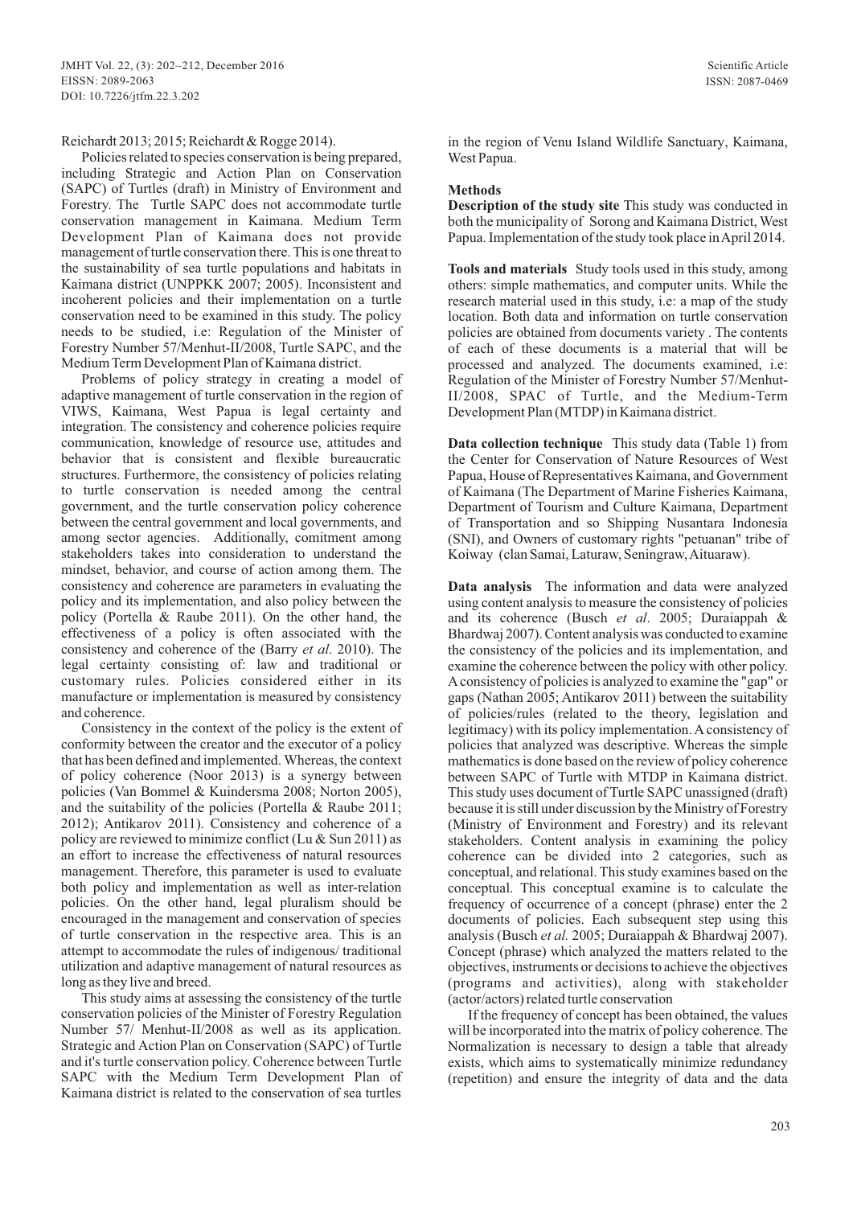Reichardt 2013; 2015; Reichardt & Rogge 2014).

Policies related to species conservation is being prepared, including Strategic and Action Plan on Conservation (SAPC) of Turtles (draft) in Ministry of Environment and Forestry. The Turtle SAPC does not accommodate turtle conservation management in Kaimana. Medium Term Development Plan of Kaimana does not provide management of turtle conservation there. This is one threat to the sustainability of sea turtle populations and habitats in Kaimana district (UNPPKK 2007; 2005). Inconsistent and incoherent policies and their implementation on a turtle conservation need to be examined in this study. The policy needs to be studied, i.e: Regulation of the Minister of Forestry Number 57/Menhut-II/2008, Turtle SAPC, and the Medium Term Development Plan of Kaimana district.

Problems of policy strategy in creating a model of adaptive management of turtle conservation in the region of VIWS, Kaimana, West Papua is legal certainty and integration. The consistency and coherence policies require communication, knowledge of resource use, attitudes and behavior that is consistent and flexible bureaucratic structures. Furthermore, the consistency of policies relating to turtle conservation is needed among the central government, and the turtle conservation policy coherence between the central government and local governments, and among sector agencies. Additionally, comitment among stakeholders takes into consideration to understand the mindset, behavior, and course of action among them. The consistency and coherence are parameters in evaluating the policy and its implementation, and also policy between the policy (Portella & Raube 2011). On the other hand, the effectiveness of a policy is often associated with the consistency and coherence of the (Barry *et al*. 2010). The legal certainty consisting of: law and traditional or customary rules. Policies considered either in its manufacture or implementation is measured by consistency and coherence.

Consistency in the context of the policy is the extent of conformity between the creator and the executor of a policy that has been defined and implemented. Whereas, the context of policy coherence (Noor 2013) is a synergy between policies (Van Bommel & Kuindersma 2008; Norton 2005), and the suitability of the policies (Portella & Raube 2011; 2012); Antikarov 2011). Consistency and coherence of a policy are reviewed to minimize conflict (Lu & Sun 2011) as an effort to increase the effectiveness of natural resources management. Therefore, this parameter is used to evaluate both policy and implementation as well as inter-relation policies. On the other hand, legal pluralism should be encouraged in the management and conservation of species of turtle conservation in the respective area. This is an attempt to accommodate the rules of indigenous/ traditional utilization and adaptive management of natural resources as long as they live and breed.

This study aims at assessing the consistency of the turtle conservation policies of the Minister of Forestry Regulation Number 57/ Menhut-II/2008 as well as its application. Strategic and Action Plan on Conservation (SAPC) of Turtle and it's turtle conservation policy. Coherence between Turtle SAPC with the Medium Term Development Plan of Kaimana district is related to the conservation of sea turtles in the region of Venu Island Wildlife Sanctuary, Kaimana, West Papua.

## Methods

**Description of the study site** This study was conducted in both the municipality of Sorong and Kaimana District, West Papua. Implementation of the study took place in April 2014.

**Tools and materials** Study tools used in this study, among others: simple mathematics, and computer units. While the research material used in this study, i.e: a map of the study location. Both data and information on turtle conservation policies are obtained from documents variety . The contents of each of these documents is a material that will be processed and analyzed. The documents examined, i.e: Regulation of the Minister of Forestry Number 57/Menhut-II/2008, SPAC of Turtle, and the Medium-Term Development Plan (MTDP) in Kaimana district.

**Data collection technique** This study data (Table 1) from the Center for Conservation of Nature Resources of West Papua, House of Representatives Kaimana, and Government of Kaimana (The Department of Marine Fisheries Kaimana, Department of Tourism and Culture Kaimana, Department of Transportation and so Shipping Nusantara Indonesia (SNI), and Owners of customary rights "petuanan" tribe of Koiway (clan Samai, Laturaw, Seningraw, Aituaraw).

**Data analysis** The information and data were analyzed using content analysis to measure the consistency of policies and its coherence (Busch *et al*. 2005; Duraiappah & Bhardwaj 2007). Content analysis was conducted to examine the consistency of the policies and its implementation, and examine the coherence between the policy with other policy. A consistency of policies is analyzed to examine the "gap" or gaps (Nathan 2005; Antikarov 2011) between the suitability of policies/rules (related to the theory, legislation and legitimacy) with its policy implementation. A consistency of policies that analyzed was descriptive. Whereas the simple mathematics is done based on the review of policy coherence between SAPC of Turtle with MTDP in Kaimana district. This study uses document of Turtle SAPC unassigned (draft) because it is still under discussion by the Ministry of Forestry (Ministry of Environment and Forestry) and its relevant stakeholders. Content analysis in examining the policy coherence can be divided into 2 categories, such as conceptual, and relational. This study examines based on the conceptual. This conceptual examine is to calculate the frequency of occurrence of a concept (phrase) enter the 2 documents of policies. Each subsequent step using this analysis (Busch *et al.* 2005; Duraiappah & Bhardwaj 2007). Concept (phrase) which analyzed the matters related to the objectives, instruments or decisions to achieve the objectives (programs and activities), along with stakeholder (actor/actors) related turtle conservation

If the frequency of concept has been obtained, the values will be incorporated into the matrix of policy coherence. The Normalization is necessary to design a table that already exists, which aims to systematically minimize redundancy (repetition) and ensure the integrity of data and the data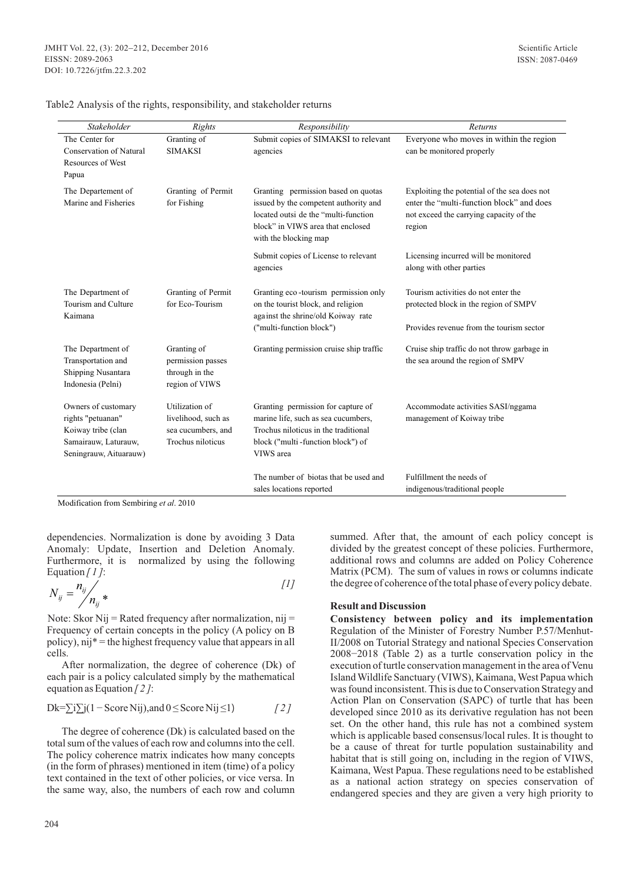Table2 Analysis of the rights, responsibility, and stakeholder returns

| *Stakeholder* | *Rights* | *Responsibility* | *Returns* |
|---|---|---|---|
| The Center for Conservation of Natural Resources of West Papua | Granting of SIMAKSI | Submit copies of SIMAKSI to relevant agencies | Everyone who moves in within the region can be monitored properly |
| The Departement of Marine and Fisheries | Granting of Permit for Fishing | Granting permission based on quotas issued by the competent authority and located outsi de the "multi-function block" in VIWS area that enclosed with the blocking map | Exploiting the potential of the sea does not enter the "multi-function block" and does not exceed the carrying capacity of the region |
| | | Submit copies of License to relevant agencies | Licensing incurred will be monitored along with other parties |
| The Department of Tourism and Culture Kaimana | Granting of Permit for Eco-Tourism | Granting eco -tourism permission only on the tourist block, and religion aga inst the shrine/old Koiway rate ("multi-function block") | Tourism activities do not enter the protected block in the region of SMPV<br><br>Provides revenue from the tourism sector |
| The Department of Transportation and Shipping Nusantara Indonesia (Pelni) | Granting of permission passes through in the region of VIWS | Granting permission cruise ship traffic | Cruise ship traffic do not throw garbage in the sea around the region of SMPV |
| Owners of customary rights "petuanan" Koiway tribe (clan Samairauw, Laturauw, Seningrauw, Aituarauw) | Utilization of livelihood, such as sea cucumbers, and Trochus niloticus | Granting permission for capture of marine life, such as sea cucumbers, Trochus niloticus in the traditional block ("multi -function block") of VIWS area | Accommodate activities SASI/nggama management of Koiway tribe |
| | | The number of biotas that be used and sales locations reported | Fulfillment the needs of indigenous/traditional people |

Modification from Sembiring *et al*. 2010

dependencies. Normalization is done by avoiding 3 Data Anomaly: Update, Insertion and Deletion Anomaly. Furthermore, it is normalized by using the following Equation *[ 1 ]*:

$$N_{ij} = \frac{n_{ij}}{n_{ij}*} \qquad [1]$$

Note: Skor Nij = Rated frequency after normalization, nij = Frequency of certain concepts in the policy (A policy on B policy), nij* = the highest frequency value that appears in all cells.

After normalization, the degree of coherence (Dk) of each pair is a policy calculated simply by the mathematical equation as Equation *[ 2 ]*:

$$Dk = \sum i \sum j(1 - \text{Score Nij}), \text{and } 0 \leq \text{Score Nij} \leq 1) \qquad [2]$$

The degree of coherence (Dk) is calculated based on the total sum of the values of each row and columns into the cell. The policy coherence matrix indicates how many concepts (in the form of phrases) mentioned in item (time) of a policy text contained in the text of other policies, or vice versa. In the same way, also, the numbers of each row and column summed. After that, the amount of each policy concept is divided by the greatest concept of these policies. Furthermore, additional rows and columns are added on Policy Coherence Matrix (PCM). The sum of values in rows or columns indicate the degree of coherence of the total phase of every policy debate.

## Result and Discussion

**Consistency between policy and its implementation** Regulation of the Minister of Forestry Number P.57/Menhut-II/2008 on Tutorial Strategy and national Species Conservation 2008−2018 (Table 2) as a turtle conservation policy in the execution of turtle conservation management in the area of Venu Island Wildlife Sanctuary (VIWS), Kaimana, West Papua which was found inconsistent. This is due to Conservation Strategy and Action Plan on Conservation (SAPC) of turtle that has been developed since 2010 as its derivative regulation has not been set. On the other hand, this rule has not a combined system which is applicable based consensus/local rules. It is thought to be a cause of threat for turtle population sustainability and habitat that is still going on, including in the region of VIWS, Kaimana, West Papua. These regulations need to be established as a national action strategy on species conservation of endangered species and they are given a very high priority to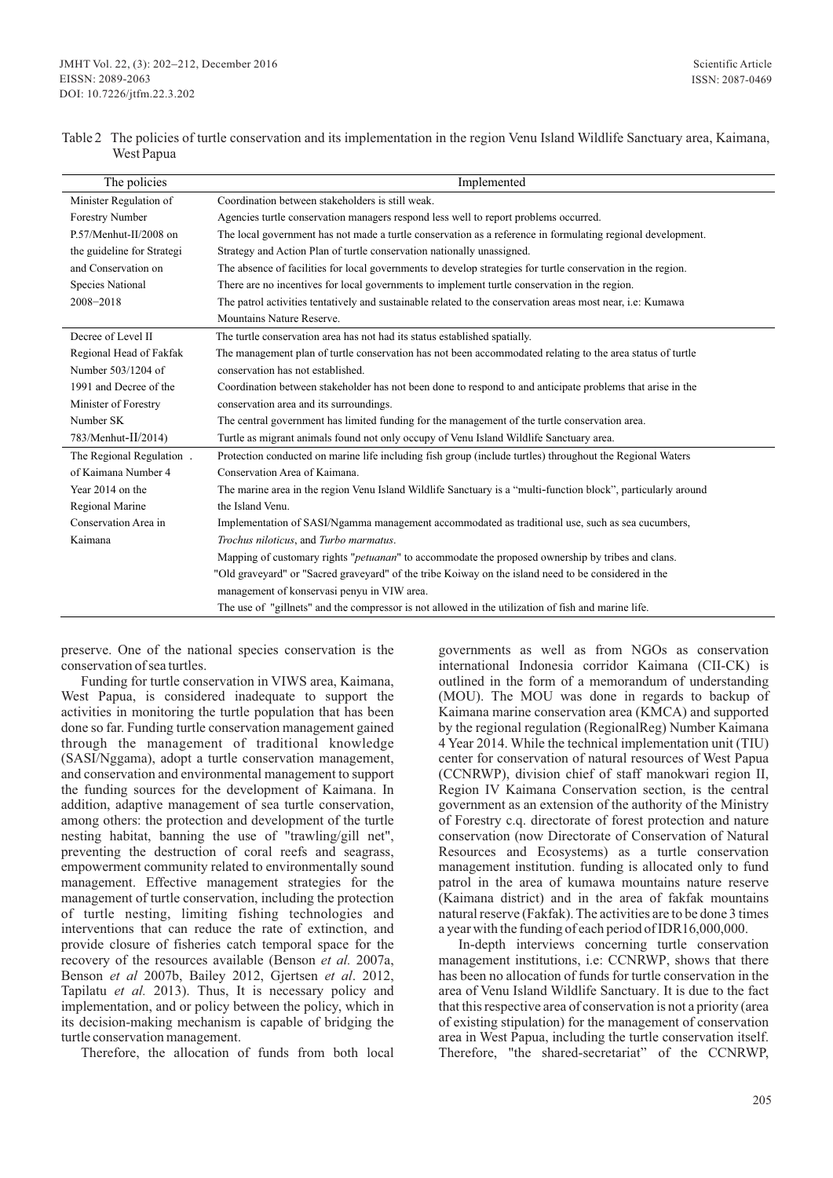Table 2 The policies of turtle conservation and its implementation in the region Venu Island Wildlife Sanctuary area, Kaimana, West Papua

| The policies | Implemented |
|---|---|
| Minister Regulation of Forestry Number P.57/Menhut-II/2008 on the guideline for Strategi and Conservation on Species National 2008–2018 | Coordination between stakeholders is still weak.<br>Agencies turtle conservation managers respond less well to report problems occurred.<br>The local government has not made a turtle conservation as a reference in formulating regional development.<br>Strategy and Action Plan of turtle conservation nationally unassigned.<br>The absence of facilities for local governments to develop strategies for turtle conservation in the region.<br>There are no incentives for local governments to implement turtle conservation in the region.<br>The patrol activities tentatively and sustainable related to the conservation areas most near, i.e: Kumawa Mountains Nature Reserve. |
| Decree of Level II Regional Head of Fakfak Number 503/1204 of 1991 and Decree of the Minister of Forestry Number SK 783/Menhut-II/2014) | The turtle conservation area has not had its status established spatially.<br>The management plan of turtle conservation has not been accommodated relating to the area status of turtle conservation has not established.<br>Coordination between stakeholder has not been done to respond to and anticipate problems that arise in the conservation area and its surroundings.<br>The central government has limited funding for the management of the turtle conservation area.<br>Turtle as migrant animals found not only occupy of Venu Island Wildlife Sanctuary area. |
| The Regional Regulation . of Kaimana Number 4 Year 2014 on the Regional Marine Conservation Area in Kaimana | Protection conducted on marine life including fish group (include turtles) throughout the Regional Waters Conservation Area of Kaimana.<br>The marine area in the region Venu Island Wildlife Sanctuary is a "multi-function block", particularly around the Island Venu.<br>Implementation of SASI/Ngamma management accommodated as traditional use, such as sea cucumbers, *Trochus niloticus*, and *Turbo marmatus*.<br>Mapping of customary rights "*petuanan*" to accommodate the proposed ownership by tribes and clans.<br>"Old graveyard" or "Sacred graveyard" of the tribe Koiway on the island need to be considered in the management of konservasi penyu in VIW area.<br>The use of "gillnets" and the compressor is not allowed in the utilization of fish and marine life. |

preserve. One of the national species conservation is the conservation of sea turtles.

Funding for turtle conservation in VIWS area, Kaimana, West Papua, is considered inadequate to support the activities in monitoring the turtle population that has been done so far. Funding turtle conservation management gained through the management of traditional knowledge (SASI/Nggama), adopt a turtle conservation management, and conservation and environmental management to support the funding sources for the development of Kaimana. In addition, adaptive management of sea turtle conservation, among others: the protection and development of the turtle nesting habitat, banning the use of "trawling/gill net", preventing the destruction of coral reefs and seagrass, empowerment community related to environmentally sound management. Effective management strategies for the management of turtle conservation, including the protection of turtle nesting, limiting fishing technologies and interventions that can reduce the rate of extinction, and provide closure of fisheries catch temporal space for the recovery of the resources available (Benson *et al.* 2007a, Benson *et al* 2007b, Bailey 2012, Gjertsen *et al*. 2012, Tapilatu *et al.* 2013). Thus, It is necessary policy and implementation, and or policy between the policy, which in its decision-making mechanism is capable of bridging the turtle conservation management.

Therefore, the allocation of funds from both local governments as well as from NGOs as conservation international Indonesia corridor Kaimana (CII-CK) is outlined in the form of a memorandum of understanding (MOU). The MOU was done in regards to backup of Kaimana marine conservation area (KMCA) and supported by the regional regulation (RegionalReg) Number Kaimana 4 Year 2014. While the technical implementation unit (TIU) center for conservation of natural resources of West Papua (CCNRWP), division chief of staff manokwari region II, Region IV Kaimana Conservation section, is the central government as an extension of the authority of the Ministry of Forestry c.q. directorate of forest protection and nature conservation (now Directorate of Conservation of Natural Resources and Ecosystems) as a turtle conservation management institution. funding is allocated only to fund patrol in the area of kumawa mountains nature reserve (Kaimana district) and in the area of fakfak mountains natural reserve (Fakfak). The activities are to be done 3 times a year with the funding of each period of IDR16,000,000.

In-depth interviews concerning turtle conservation management institutions, i.e: CCNRWP, shows that there has been no allocation of funds for turtle conservation in the area of Venu Island Wildlife Sanctuary. It is due to the fact that this respective area of conservation is not a priority (area of existing stipulation) for the management of conservation area in West Papua, including the turtle conservation itself. Therefore, "the shared-secretariat" of the CCNRWP,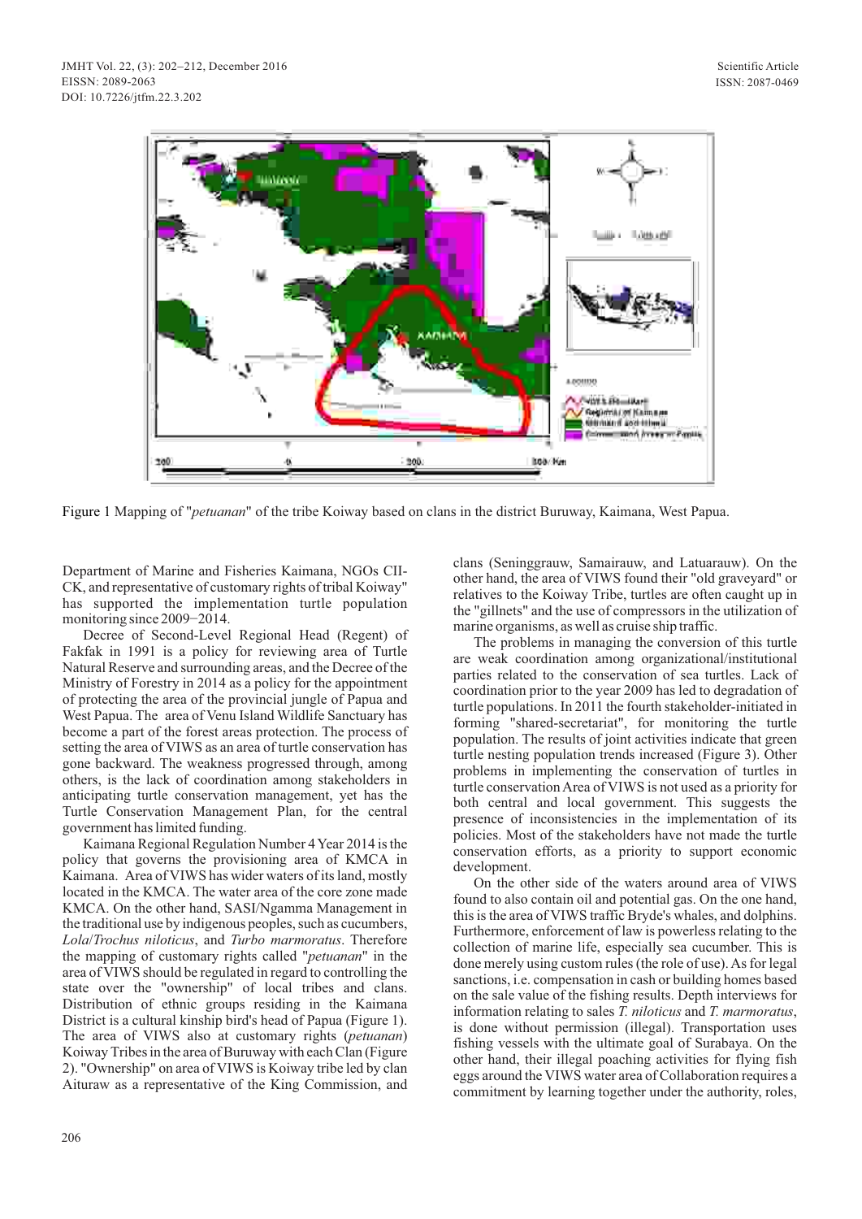Figure 1 Mapping of "*petuanan*" of the tribe Koiway based on clans in the district Buruway, Kaimana, West Papua.

Department of Marine and Fisheries Kaimana, NGOs CII-CK, and representative of customary rights of tribal Koiway" has supported the implementation turtle population monitoring since 2009−2014.

Decree of Second-Level Regional Head (Regent) of Fakfak in 1991 is a policy for reviewing area of Turtle Natural Reserve and surrounding areas, and the Decree of the Ministry of Forestry in 2014 as a policy for the appointment of protecting the area of the provincial jungle of Papua and West Papua. The area of Venu Island Wildlife Sanctuary has become a part of the forest areas protection. The process of setting the area of VIWS as an area of turtle conservation has gone backward. The weakness progressed through, among others, is the lack of coordination among stakeholders in anticipating turtle conservation management, yet has the Turtle Conservation Management Plan, for the central government has limited funding.

Kaimana Regional Regulation Number 4 Year 2014 is the policy that governs the provisioning area of KMCA in Kaimana. Area of VIWS has wider waters of its land, mostly located in the KMCA. The water area of the core zone made KMCA. On the other hand, SASI/Ngamma Management in the traditional use by indigenous peoples, such as cucumbers, *Lola*/*Trochus niloticus*, and *Turbo marmoratus*. Therefore the mapping of customary rights called "*petuanan*" in the area of VIWS should be regulated in regard to controlling the state over the "ownership" of local tribes and clans. Distribution of ethnic groups residing in the Kaimana District is a cultural kinship bird's head of Papua (Figure 1). The area of VIWS also at customary rights (*petuanan*) Koiway Tribes in the area of Buruway with each Clan (Figure 2). "Ownership" on area of VIWS is Koiway tribe led by clan Aituraw as a representative of the King Commission, and clans (Seninggrauw, Samairauw, and Latuarauw). On the other hand, the area of VIWS found their "old graveyard" or relatives to the Koiway Tribe, turtles are often caught up in the "gillnets" and the use of compressors in the utilization of marine organisms, as well as cruise ship traffic.

The problems in managing the conversion of this turtle are weak coordination among organizational/institutional parties related to the conservation of sea turtles. Lack of coordination prior to the year 2009 has led to degradation of turtle populations. In 2011 the fourth stakeholder-initiated in forming "shared-secretariat", for monitoring the turtle population. The results of joint activities indicate that green turtle nesting population trends increased (Figure 3). Other problems in implementing the conservation of turtles in turtle conservation Area of VIWS is not used as a priority for both central and local government. This suggests the presence of inconsistencies in the implementation of its policies. Most of the stakeholders have not made the turtle conservation efforts, as a priority to support economic development.

On the other side of the waters around area of VIWS found to also contain oil and potential gas. On the one hand, this is the area of VIWS traffic Bryde's whales, and dolphins. Furthermore, enforcement of law is powerless relating to the collection of marine life, especially sea cucumber. This is done merely using custom rules (the role of use). As for legal sanctions, i.e. compensation in cash or building homes based on the sale value of the fishing results. Depth interviews for information relating to sales *T. niloticus* and *T. marmoratus*, is done without permission (illegal). Transportation uses fishing vessels with the ultimate goal of Surabaya. On the other hand, their illegal poaching activities for flying fish eggs around the VIWS water area of Collaboration requires a commitment by learning together under the authority, roles,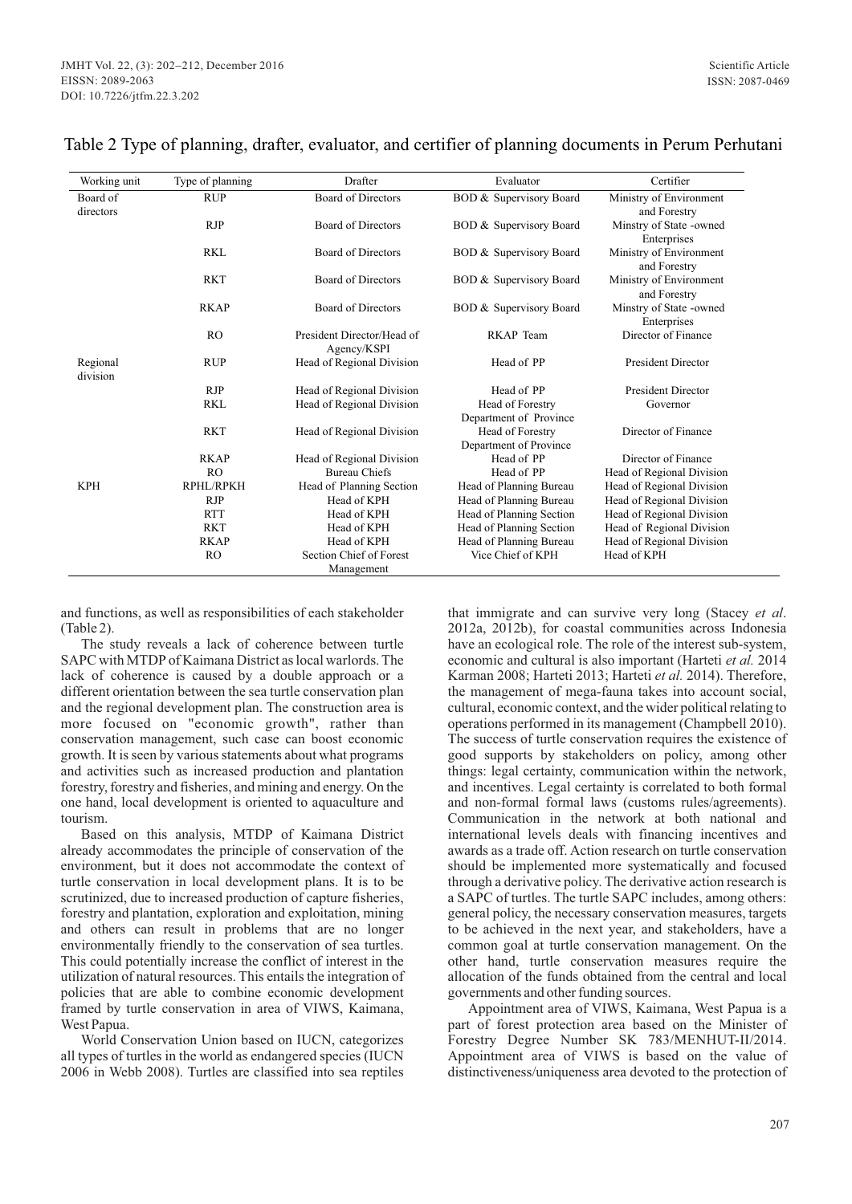Table 2 Type of planning, drafter, evaluator, and certifier of planning documents in Perum Perhutani

| Working unit | Type of planning | Drafter | Evaluator | Certifier |
|---|---|---|---|---|
| Board of directors | RUP | Board of Directors | BOD & Supervisory Board | Ministry of Environment and Forestry |
| | RJP | Board of Directors | BOD & Supervisory Board | Minstry of State -owned Enterprises |
| | RKL | Board of Directors | BOD & Supervisory Board | Ministry of Environment and Forestry |
| | RKT | Board of Directors | BOD & Supervisory Board | Ministry of Environment and Forestry |
| | RKAP | Board of Directors | BOD & Supervisory Board | Minstry of State -owned Enterprises |
| | RO | President Director/Head of Agency/KSPI | RKAP Team | Director of Finance |
| Regional division | RUP | Head of Regional Division | Head of PP | President Director |
| | RJP | Head of Regional Division | Head of PP | President Director |
| | RKL | Head of Regional Division | Head of Forestry Department of Province | Governor |
| | RKT | Head of Regional Division | Head of Forestry Department of Province | Director of Finance |
| | RKAP | Head of Regional Division | Head of PP | Director of Finance |
| | RO | Bureau Chiefs | Head of PP | Head of Regional Division |
| KPH | RPHL/RPKH | Head of Planning Section | Head of Planning Bureau | Head of Regional Division |
| | RJP | Head of KPH | Head of Planning Bureau | Head of Regional Division |
| | RTT | Head of KPH | Head of Planning Section | Head of Regional Division |
| | RKT | Head of KPH | Head of Planning Section | Head of Regional Division |
| | RKAP | Head of KPH | Head of Planning Bureau | Head of Regional Division |
| | RO | Section Chief of Forest Management | Vice Chief of KPH | Head of KPH |

and functions, as well as responsibilities of each stakeholder (Table 2).

The study reveals a lack of coherence between turtle SAPC with MTDP of Kaimana District as local warlords. The lack of coherence is caused by a double approach or a different orientation between the sea turtle conservation plan and the regional development plan. The construction area is more focused on "economic growth", rather than conservation management, such case can boost economic growth. It is seen by various statements about what programs and activities such as increased production and plantation forestry, forestry and fisheries, and mining and energy. On the one hand, local development is oriented to aquaculture and tourism.

Based on this analysis, MTDP of Kaimana District already accommodates the principle of conservation of the environment, but it does not accommodate the context of turtle conservation in local development plans. It is to be scrutinized, due to increased production of capture fisheries, forestry and plantation, exploration and exploitation, mining and others can result in problems that are no longer environmentally friendly to the conservation of sea turtles. This could potentially increase the conflict of interest in the utilization of natural resources. This entails the integration of policies that are able to combine economic development framed by turtle conservation in area of VIWS, Kaimana, West Papua.

World Conservation Union based on IUCN, categorizes all types of turtles in the world as endangered species (IUCN 2006 in Webb 2008). Turtles are classified into sea reptiles that immigrate and can survive very long (Stacey *et al*. 2012a, 2012b), for coastal communities across Indonesia have an ecological role. The role of the interest sub-system, economic and cultural is also important (Harteti *et al.* 2014 Karman 2008; Harteti 2013; Harteti *et al.* 2014). Therefore, the management of mega-fauna takes into account social, cultural, economic context, and the wider political relating to operations performed in its management (Champbell 2010). The success of turtle conservation requires the existence of good supports by stakeholders on policy, among other things: legal certainty, communication within the network, and incentives. Legal certainty is correlated to both formal and non-formal formal laws (customs rules/agreements). Communication in the network at both national and international levels deals with financing incentives and awards as a trade off. Action research on turtle conservation should be implemented more systematically and focused through a derivative policy. The derivative action research is a SAPC of turtles. The turtle SAPC includes, among others: general policy, the necessary conservation measures, targets to be achieved in the next year, and stakeholders, have a common goal at turtle conservation management. On the other hand, turtle conservation measures require the allocation of the funds obtained from the central and local governments and other funding sources.

Appointment area of VIWS, Kaimana, West Papua is a part of forest protection area based on the Minister of Forestry Degree Number SK 783/MENHUT-II/2014. Appointment area of VIWS is based on the value of distinctiveness/uniqueness area devoted to the protection of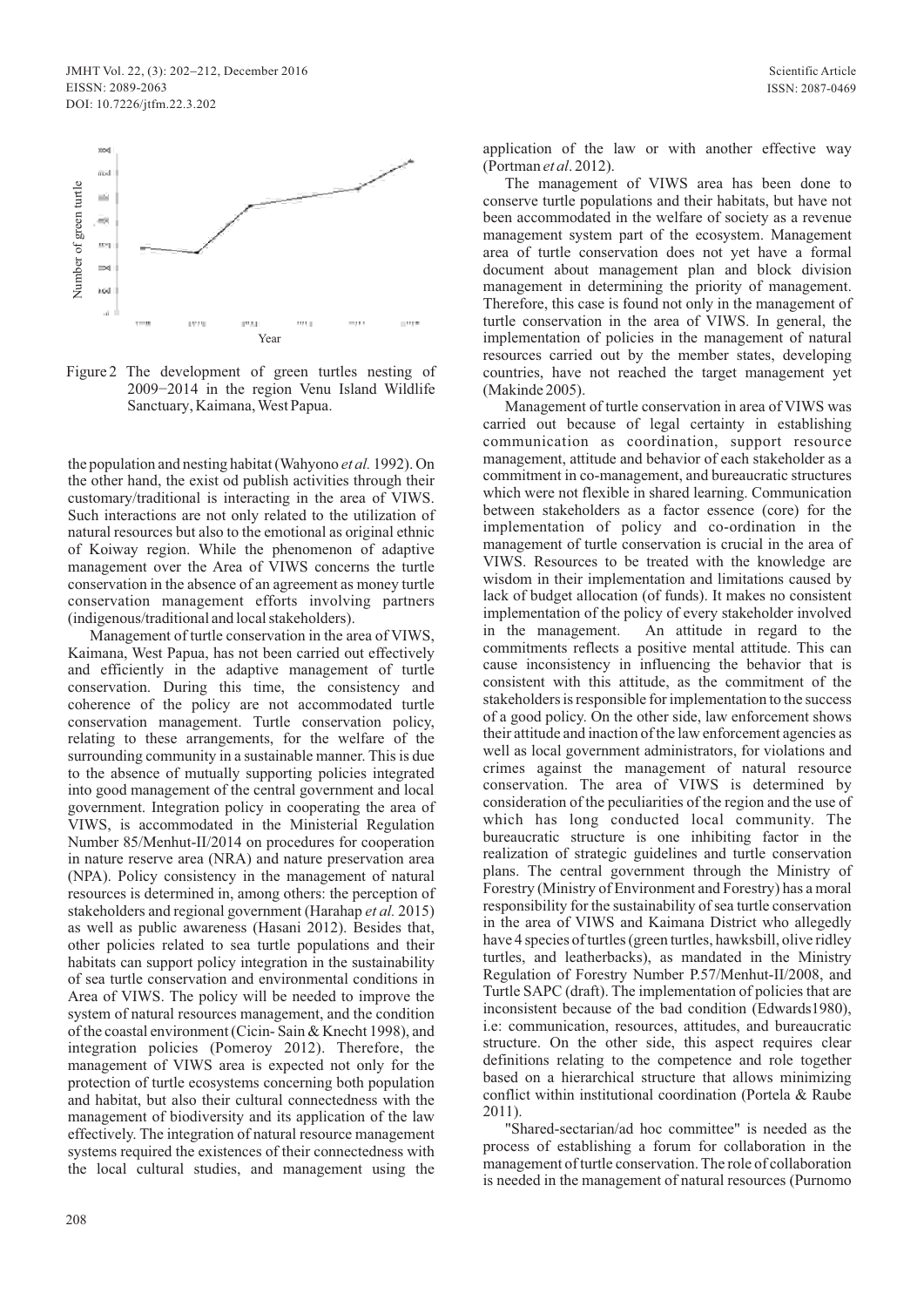Figure 2 The development of green turtles nesting of 2009−2014 in the region Venu Island Wildlife Sanctuary, Kaimana, West Papua.

the population and nesting habitat (Wahyono *et al.* 1992). On the other hand, the exist od publish activities through their customary/traditional is interacting in the area of VIWS. Such interactions are not only related to the utilization of natural resources but also to the emotional as original ethnic of Koiway region. While the phenomenon of adaptive management over the Area of VIWS concerns the turtle conservation in the absence of an agreement as money turtle conservation management efforts involving partners (indigenous/traditional and local stakeholders).

Management of turtle conservation in the area of VIWS, Kaimana, West Papua, has not been carried out effectively and efficiently in the adaptive management of turtle conservation. During this time, the consistency and coherence of the policy are not accommodated turtle conservation management. Turtle conservation policy, relating to these arrangements, for the welfare of the surrounding community in a sustainable manner. This is due to the absence of mutually supporting policies integrated into good management of the central government and local government. Integration policy in cooperating the area of VIWS, is accommodated in the Ministerial Regulation Number 85/Menhut-II/2014 on procedures for cooperation in nature reserve area (NRA) and nature preservation area (NPA). Policy consistency in the management of natural resources is determined in, among others: the perception of stakeholders and regional government (Harahap *et al.* 2015) as well as public awareness (Hasani 2012). Besides that, other policies related to sea turtle populations and their habitats can support policy integration in the sustainability of sea turtle conservation and environmental conditions in Area of VIWS. The policy will be needed to improve the system of natural resources management, and the condition of the coastal environment (Cicin- Sain & Knecht 1998), and integration policies (Pomeroy 2012). Therefore, the management of VIWS area is expected not only for the protection of turtle ecosystems concerning both population and habitat, but also their cultural connectedness with the management of biodiversity and its application of the law effectively. The integration of natural resource management systems required the existences of their connectedness with the local cultural studies, and management using the application of the law or with another effective way (Portman *et al*. 2012).

The management of VIWS area has been done to conserve turtle populations and their habitats, but have not been accommodated in the welfare of society as a revenue management system part of the ecosystem. Management area of turtle conservation does not yet have a formal document about management plan and block division management in determining the priority of management. Therefore, this case is found not only in the management of turtle conservation in the area of VIWS. In general, the implementation of policies in the management of natural resources carried out by the member states, developing countries, have not reached the target management yet (Makinde 2005).

Management of turtle conservation in area of VIWS was carried out because of legal certainty in establishing communication as coordination, support resource management, attitude and behavior of each stakeholder as a commitment in co-management, and bureaucratic structures which were not flexible in shared learning. Communication between stakeholders as a factor essence (core) for the implementation of policy and co-ordination in the management of turtle conservation is crucial in the area of VIWS. Resources to be treated with the knowledge are wisdom in their implementation and limitations caused by lack of budget allocation (of funds). It makes no consistent implementation of the policy of every stakeholder involved in the management. An attitude in regard to the commitments reflects a positive mental attitude. This can cause inconsistency in influencing the behavior that is consistent with this attitude, as the commitment of the stakeholders is responsible for implementation to the success of a good policy. On the other side, law enforcement shows their attitude and inaction of the law enforcement agencies as well as local government administrators, for violations and crimes against the management of natural resource conservation. The area of VIWS is determined by consideration of the peculiarities of the region and the use of which has long conducted local community. The bureaucratic structure is one inhibiting factor in the realization of strategic guidelines and turtle conservation plans. The central government through the Ministry of Forestry (Ministry of Environment and Forestry) has a moral responsibility for the sustainability of sea turtle conservation in the area of VIWS and Kaimana District who allegedly have 4 species of turtles (green turtles, hawksbill, olive ridley turtles, and leatherbacks), as mandated in the Ministry Regulation of Forestry Number P.57/Menhut-II/2008, and Turtle SAPC (draft). The implementation of policies that are inconsistent because of the bad condition (Edwards1980), i.e: communication, resources, attitudes, and bureaucratic structure. On the other side, this aspect requires clear definitions relating to the competence and role together based on a hierarchical structure that allows minimizing conflict within institutional coordination (Portela & Raube 2011).

"Shared-sectarian/ad hoc committee" is needed as the process of establishing a forum for collaboration in the management of turtle conservation. The role of collaboration is needed in the management of natural resources (Purnomo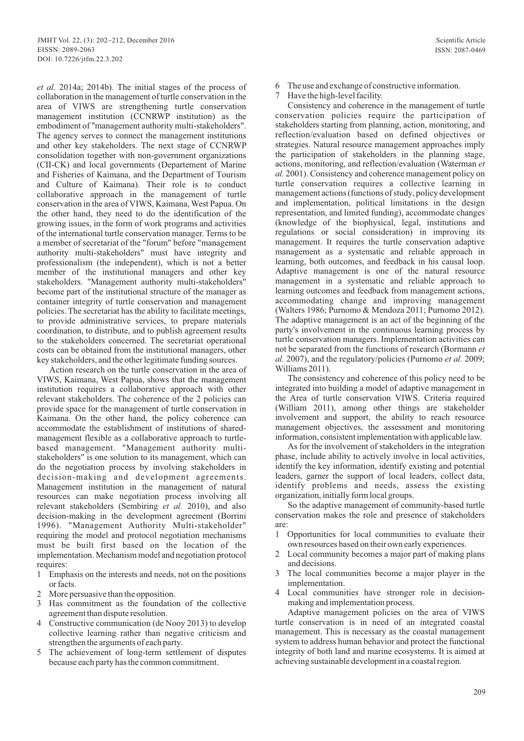*et al.* 2014a; 2014b). The initial stages of the process of collaboration in the management of turtle conservation in the area of VIWS are strengthening turtle conservation management institution (CCNRWP institution) as the embodiment of "management authority multi-stakeholders". The agency serves to connect the management institutions and other key stakeholders. The next stage of CCNRWP consolidation together with non-government organizations (CII-CK) and local governments (Departement of Marine and Fisheries of Kaimana, and the Department of Tourism and Culture of Kaimana). Their role is to conduct collaborative approach in the management of turtle conservation in the area of VIWS, Kaimana, West Papua. On the other hand, they need to do the identification of the growing issues, in the form of work programs and activities of the international turtle conservation manager. Terms to be a member of secretariat of the "forum" before "management authority multi-stakeholders" must have integrity and professionalism (the independent), which is not a better member of the institutional managers and other key stakeholders. "Management authority multi-stakeholders" become part of the institutional structure of the manager as container integrity of turtle conservation and management policies. The secretariat has the ability to facilitate meetings, to provide administrative services, to prepare materials coordination, to distribute, and to publish agreement results to the stakeholders concerned. The secretariat operational costs can be obtained from the institutional managers, other key stakeholders, and the other legitimate funding sources.

Action research on the turtle conservation in the area of VIWS, Kaimana, West Papua, shows that the management institution requires a collaborative approach with other relevant stakeholders. The coherence of the 2 policies can provide space for the management of turtle conservation in Kaimana. On the other hand, the policy coherence can accommodate the establishment of institutions of shared-management flexible as a collaborative approach to turtle-based management. "Management authority multi-stakeholders" is one solution to its management, which can do the negotiation process by involving stakeholders in decision-making and development agreements. Management institution in the management of natural resources can make negotiation process involving all relevant stakeholders (Sembiring *et al.* 2010), and also decision-making in the development agreement (Borrini 1996). "Management Authority Multi-stakeholder" requiring the model and protocol negotiation mechanisms must be built first based on the location of the implementation. Mechanism model and negotiation protocol requires:

1 Emphasis on the interests and needs, not on the positions or facts.
2 More persuasive than the opposition.
3 Has commitment as the foundation of the collective agreement than dispute resolution.
4 Constructive communication (de Nooy 2013) to develop collective learning rather than negative criticism and strengthen the arguments of each party.
5 The achievement of long-term settlement of disputes because each party has the common commitment.
6 The use and exchange of constructive information.
7 Have the high-level facility.

Consistency and coherence in the management of turtle conservation policies require the participation of stakeholders starting from planning, action, monitoring, and reflection/evaluation based on defined objectives or strategies. Natural resource management approaches imply the participation of stakeholders in the planning stage, actions, monitoring, and reflection/evaluation (Waterman *et al.* 2001). Consistency and coherence management policy on turtle conservation requires a collective learning in management actions (functions of study, policy development and implementation, political limitations in the design representation, and limited funding), accommodate changes (knowledge of the biophysical, legal, institutions and regulations or social consideration) in improving its management. It requires the turtle conservation adaptive management as a systematic and reliable approach in learning, both outcomes, and feedback in his causal loop. Adaptive management is one of the natural resource management in a systematic and reliable approach to learning outcomes and feedback from management actions, accommodating change and improving management (Walters 1986; Purnomo & Mendoza 2011; Purnomo 2012). The adaptive management is an act of the beginning of the party's involvement in the continuous learning process by turtle conservation managers. Implementation activities can not be separated from the functions of research (Bormann *et al.* 2007), and the regulatory/policies (Purnomo *et al.* 2009; Williams 2011).

The consistency and coherence of this policy need to be integrated into building a model of adaptive management in the Area of turtle conservation VIWS. Criteria required (William 2011), among other things are stakeholder involvement and support, the ability to reach resource management objectives, the assessment and monitoring information, consistent implementation with applicable law.

As for the involvement of stakeholders in the integration phase, include ability to actively involve in local activities, identify the key information, identify existing and potential leaders, garner the support of local leaders, collect data, identify problems and needs, assess the existing organization, initially form local groups.

So the adaptive management of community-based turtle conservation makes the role and presence of stakeholders are:

1 Opportunities for local communities to evaluate their own resources based on their own early experiences.
2 Local community becomes a major part of making plans and decisions.
3 The local communities become a major player in the implementation.
4 Local communities have stronger role in decision-making and implementation process.

Adaptive management policies on the area of VIWS turtle conservation is in need of an integrated coastal management. This is necessary as the coastal management system to address human behavior and protect the functional integrity of both land and marine ecosystems. It is aimed at achieving sustainable development in a coastal region.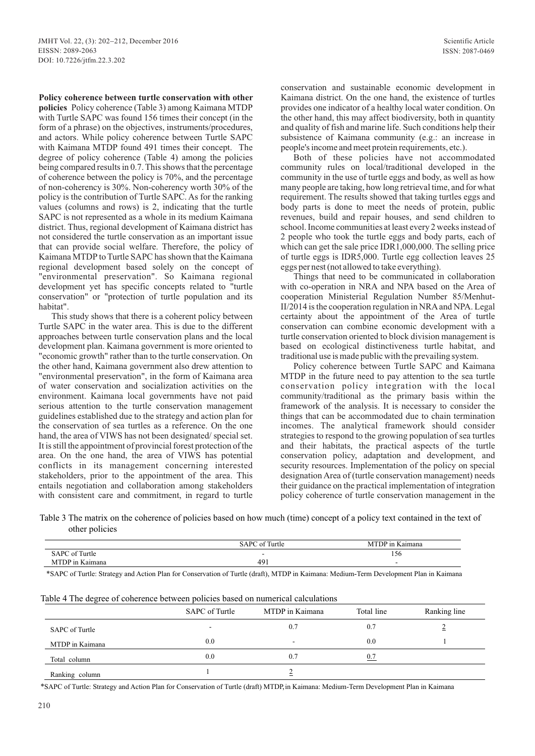**Policy coherence between turtle conservation with other policies** Policy coherence (Table 3) among Kaimana MTDP with Turtle SAPC was found 156 times their concept (in the form of a phrase) on the objectives, instruments/procedures, and actors. While policy coherence between Turtle SAPC with Kaimana MTDP found 491 times their concept. The degree of policy coherence (Table 4) among the policies being compared results in 0.7. This shows that the percentage of coherence between the policy is 70%, and the percentage of non-coherency is 30%. Non-coherency worth 30% of the policy is the contribution of Turtle SAPC. As for the ranking values (columns and rows) is 2, indicating that the turtle SAPC is not represented as a whole in its medium Kaimana district. Thus, regional development of Kaimana district has not considered the turtle conservation as an important issue that can provide social welfare. Therefore, the policy of Kaimana MTDP to Turtle SAPC has shown that the Kaimana regional development based solely on the concept of "environmental preservation". So Kaimana regional development yet has specific concepts related to "turtle conservation" or "protection of turtle population and its habitat".

This study shows that there is a coherent policy between Turtle SAPC in the water area. This is due to the different approaches between turtle conservation plans and the local development plan. Kaimana government is more oriented to "economic growth" rather than to the turtle conservation. On the other hand, Kaimana government also drew attention to "environmental preservation", in the form of Kaimana area of water conservation and socialization activities on the environment. Kaimana local governments have not paid serious attention to the turtle conservation management guidelines established due to the strategy and action plan for the conservation of sea turtles as a reference. On the one hand, the area of VIWS has not been designated/ special set. It is still the appointment of provincial forest protection of the area. On the one hand, the area of VIWS has potential conflicts in its management concerning interested stakeholders, prior to the appointment of the area. This entails negotiation and collaboration among stakeholders with consistent care and commitment, in regard to turtle conservation and sustainable economic development in Kaimana district. On the one hand, the existence of turtles provides one indicator of a healthy local water condition. On the other hand, this may affect biodiversity, both in quantity and quality of fish and marine life. Such conditions help their subsistence of Kaimana community (e.g.: an increase in people's income and meet protein requirements, etc.).

Both of these policies have not accommodated community rules on local/traditional developed in the community in the use of turtle eggs and body, as well as how many people are taking, how long retrieval time, and for what requirement. The results showed that taking turtles eggs and body parts is done to meet the needs of protein, public revenues, build and repair houses, and send children to school. Income communities at least every 2 weeks instead of 2 people who took the turtle eggs and body parts, each of which can get the sale price IDR1,000,000. The selling price of turtle eggs is IDR5,000. Turtle egg collection leaves 25 eggs per nest (not allowed to take everything).

Things that need to be communicated in collaboration with co-operation in NRA and NPA based on the Area of cooperation Ministerial Regulation Number 85/Menhut-II/2014 is the cooperation regulation in NRA and NPA. Legal certainty about the appointment of the Area of turtle conservation can combine economic development with a turtle conservation oriented to block division management is based on ecological distinctiveness turtle habitat, and traditional use is made public with the prevailing system.

Policy coherence between Turtle SAPC and Kaimana MTDP in the future need to pay attention to the sea turtle conservation policy integration with the local community/traditional as the primary basis within the framework of the analysis. It is necessary to consider the things that can be accommodated due to chain termination incomes. The analytical framework should consider strategies to respond to the growing population of sea turtles and their habitats, the practical aspects of the turtle conservation policy, adaptation and development, and security resources. Implementation of the policy on special designation Area of (turtle conservation management) needs their guidance on the practical implementation of integration policy coherence of turtle conservation management in the

Table 3 The matrix on the coherence of policies based on how much (time) concept of a policy text contained in the text of other policies

| | SAPC of Turtle | MTDP in Kaimana |
|---|---|---|
| SAPC of Turtle | - | 156 |
| MTDP in Kaimana | 491 | - |

*SAPC of Turtle: Strategy and Action Plan for Conservation of Turtle (draft), MTDP in Kaimana: Medium-Term Development Plan in Kaimana

Table 4 The degree of coherence between policies based on numerical calculations

| | SAPC of Turtle | MTDP in Kaimana | Total line | Ranking line |
|---|---|---|---|---|
| SAPC of Turtle | - | 0.7 | 0.7 | 2 |
| MTDP in Kaimana | 0.0 | - | 0.0 | 1 |
| Total column | 0.0 | 0.7 | 0.7 | |
| Ranking column | 1 | 2 | | |

*SAPC of Turtle: Strategy and Action Plan for Conservation of Turtle (draft) MTDP, in Kaimana: Medium-Term Development Plan in Kaimana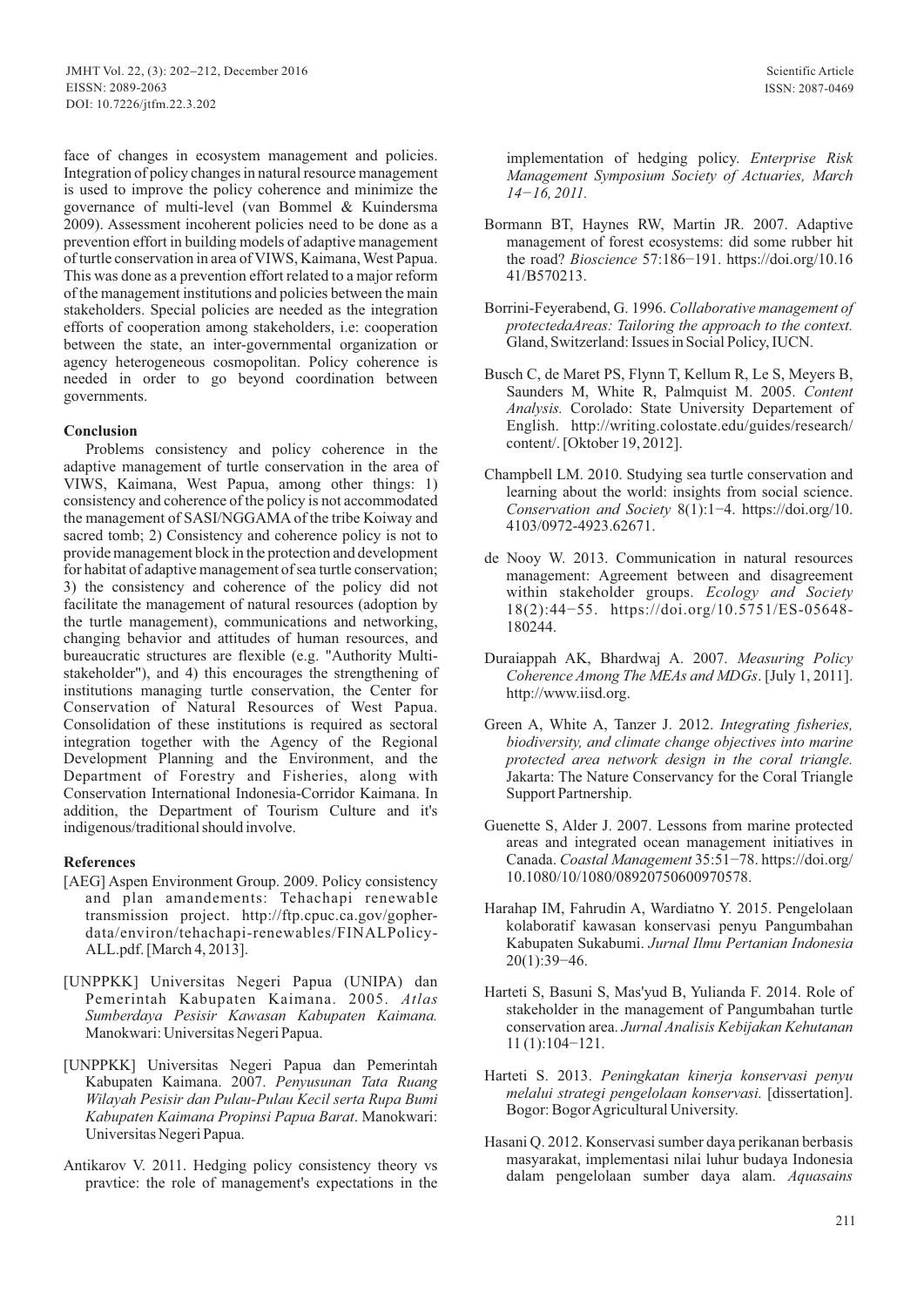face of changes in ecosystem management and policies. Integration of policy changes in natural resource management is used to improve the policy coherence and minimize the governance of multi-level (van Bommel & Kuindersma 2009). Assessment incoherent policies need to be done as a prevention effort in building models of adaptive management of turtle conservation in area of VIWS, Kaimana, West Papua. This was done as a prevention effort related to a major reform of the management institutions and policies between the main stakeholders. Special policies are needed as the integration efforts of cooperation among stakeholders, i.e: cooperation between the state, an inter-governmental organization or agency heterogeneous cosmopolitan. Policy coherence is needed in order to go beyond coordination between governments.

**Conclusion**

Problems consistency and policy coherence in the adaptive management of turtle conservation in the area of VIWS, Kaimana, West Papua, among other things: 1) consistency and coherence of the policy is not accommodated the management of SASI/NGGAMA of the tribe Koiway and sacred tomb; 2) Consistency and coherence policy is not to provide management block in the protection and development for habitat of adaptive management of sea turtle conservation; 3) the consistency and coherence of the policy did not facilitate the management of natural resources (adoption by the turtle management), communications and networking, changing behavior and attitudes of human resources, and bureaucratic structures are flexible (e.g. "Authority Multi-stakeholder"), and 4) this encourages the strengthening of institutions managing turtle conservation, the Center for Conservation of Natural Resources of West Papua. Consolidation of these institutions is required as sectoral integration together with the Agency of the Regional Development Planning and the Environment, and the Department of Forestry and Fisheries, along with Conservation International Indonesia-Corridor Kaimana. In addition, the Department of Tourism Culture and it's indigenous/traditional should involve.

**References**

[AEG] Aspen Environment Group. 2009. Policy consistency and plan amandements: Tehachapi renewable transmission project. http://ftp.cpuc.ca.gov/gopher-data/environ/tehachapi-renewables/FINALPolicy-ALL.pdf. [March 4, 2013].

[UNPPKK] Universitas Negeri Papua (UNIPA) dan Pemerintah Kabupaten Kaimana. 2005. *Atlas Sumberdaya Pesisir Kawasan Kabupaten Kaimana.* Manokwari: Universitas Negeri Papua.

[UNPPKK] Universitas Negeri Papua dan Pemerintah Kabupaten Kaimana. 2007. *Penyusunan Tata Ruang Wilayah Pesisir dan Pulau-Pulau Kecil serta Rupa Bumi Kabupaten Kaimana Propinsi Papua Barat*. Manokwari: Universitas Negeri Papua.

Antikarov V. 2011. Hedging policy consistency theory vs pravtice: the role of management's expectations in the implementation of hedging policy. *Enterprise Risk Management Symposium Society of Actuaries, March 14−16, 2011.*

Bormann BT, Haynes RW, Martin JR. 2007. Adaptive management of forest ecosystems: did some rubber hit the road? *Bioscience* 57:186−191. https://doi.org/10.1641/B570213.

Borrini-Feyerabend, G. 1996. *Collaborative management of protectedaAreas: Tailoring the approach to the context.* Gland, Switzerland: Issues in Social Policy, IUCN.

Busch C, de Maret PS, Flynn T, Kellum R, Le S, Meyers B, Saunders M, White R, Palmquist M. 2005. *Content Analysis.* Corolado: State University Departement of English. http://writing.colostate.edu/guides/research/content/. [Oktober 19, 2012].

Champbell LM. 2010. Studying sea turtle conservation and learning about the world: insights from social science. *Conservation and Society* 8(1):1−4. https://doi.org/10.4103/0972-4923.62671.

de Nooy W. 2013. Communication in natural resources management: Agreement between and disagreement within stakeholder groups. *Ecology and Society* 18(2):44−55. https://doi.org/10.5751/ES-05648-180244.

Duraiappah AK, Bhardwaj A. 2007. *Measuring Policy Coherence Among The MEAs and MDGs*. [July 1, 2011]. http://www.iisd.org.

Green A, White A, Tanzer J. 2012. *Integrating fisheries, biodiversity, and climate change objectives into marine protected area network design in the coral triangle.* Jakarta: The Nature Conservancy for the Coral Triangle Support Partnership.

Guenette S, Alder J. 2007. Lessons from marine protected areas and integrated ocean management initiatives in Canada. *Coastal Management* 35:51−78. https://doi.org/10.1080/10/1080/08920750600970578.

Harahap IM, Fahrudin A, Wardiatno Y. 2015. Pengelolaan kolaboratif kawasan konservasi penyu Pangumbahan Kabupaten Sukabumi. *Jurnal Ilmu Pertanian Indonesia* 20(1):39−46.

Harteti S, Basuni S, Mas'yud B, Yulianda F. 2014. Role of stakeholder in the management of Pangumbahan turtle conservation area. *Jurnal Analisis Kebijakan Kehutanan* 11 (1):104−121.

Harteti S. 2013. *Peningkatan kinerja konservasi penyu melalui strategi pengelolaan konservasi.* [dissertation]. Bogor: Bogor Agricultural University.

Hasani Q. 2012. Konservasi sumber daya perikanan berbasis masyarakat, implementasi nilai luhur budaya Indonesia dalam pengelolaan sumber daya alam. *Aquasains*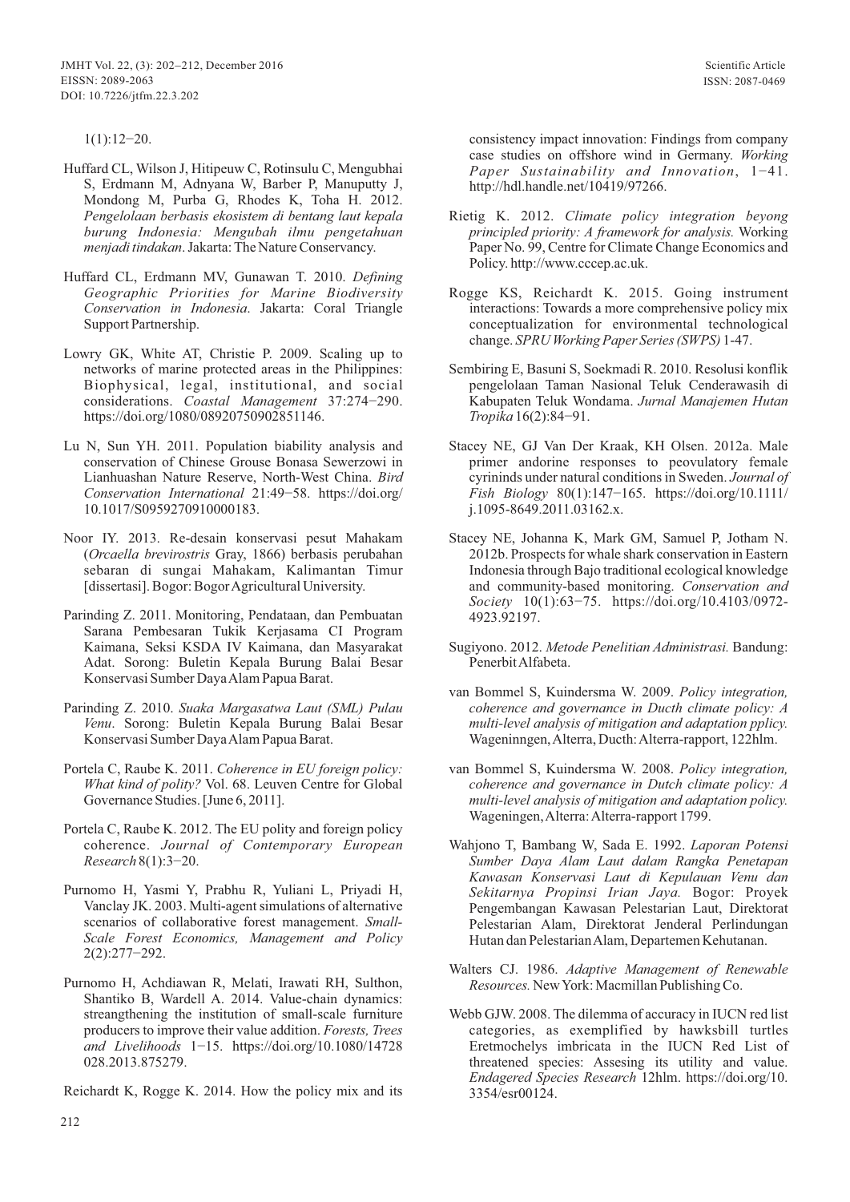1(1):12−20.

Huffard CL, Wilson J, Hitipeuw C, Rotinsulu C, Mengubhai S, Erdmann M, Adnyana W, Barber P, Manuputty J, Mondong M, Purba G, Rhodes K, Toha H. 2012. *Pengelolaan berbasis ekosistem di bentang laut kepala burung Indonesia: Mengubah ilmu pengetahuan menjadi tindakan*. Jakarta: The Nature Conservancy.

Huffard CL, Erdmann MV, Gunawan T. 2010. *Defining Geographic Priorities for Marine Biodiversity Conservation in Indonesia*. Jakarta: Coral Triangle Support Partnership.

Lowry GK, White AT, Christie P. 2009. Scaling up to networks of marine protected areas in the Philippines: Biophysical, legal, institutional, and social considerations. *Coastal Management* 37:274−290. https://doi.org/10.1080/08920750902851146.

Lu N, Sun YH. 2011. Population biability analysis and conservation of Chinese Grouse Bonasa Sewerzowi in Lianhuashan Nature Reserve, North-West China. *Bird Conservation International* 21:49−58. https://doi.org/10.1017/S0959270910000183.

Noor IY. 2013. Re-desain konservasi pesut Mahakam (*Orcaella brevirostris* Gray, 1866) berbasis perubahan sebaran di sungai Mahakam, Kalimantan Timur [dissertasi]. Bogor: Bogor Agricultural University.

Parinding Z. 2011. Monitoring, Pendataan, dan Pembuatan Sarana Pembesaran Tukik Kerjasama CI Program Kaimana, Seksi KSDA IV Kaimana, dan Masyarakat Adat. Sorong: Buletin Kepala Burung Balai Besar Konservasi Sumber Daya Alam Papua Barat.

Parinding Z. 2010. *Suaka Margasatwa Laut (SML) Pulau Venu*. Sorong: Buletin Kepala Burung Balai Besar Konservasi Sumber Daya Alam Papua Barat.

Portela C, Raube K. 2011. *Coherence in EU foreign policy: What kind of polity?* Vol. 68. Leuven Centre for Global Governance Studies. [June 6, 2011].

Portela C, Raube K. 2012. The EU polity and foreign policy coherence. *Journal of Contemporary European Research* 8(1):3−20.

Purnomo H, Yasmi Y, Prabhu R, Yuliani L, Priyadi H, Vanclay JK. 2003. Multi-agent simulations of alternative scenarios of collaborative forest management. *Small-Scale Forest Economics, Management and Policy* 2(2):277−292.

Purnomo H, Achdiawan R, Melati, Irawati RH, Sulthon, Shantiko B, Wardell A. 2014. Value-chain dynamics: streangthening the institution of small-scale furniture producers to improve their value addition. *Forests, Trees and Livelihoods* 1−15. https://doi.org/10.1080/14728028.2013.875279.

Reichardt K, Rogge K. 2014. How the policy mix and its consistency impact innovation: Findings from company case studies on offshore wind in Germany. *Working Paper Sustainability and Innovation*, 1−41. http://hdl.handle.net/10419/97266.

Rietig K. 2012. *Climate policy integration beyong principled priority: A framework for analysis.* Working Paper No. 99, Centre for Climate Change Economics and Policy. http://www.cccep.ac.uk.

Rogge KS, Reichardt K. 2015. Going instrument interactions: Towards a more comprehensive policy mix conceptualization for environmental technological change. *SPRU Working Paper Series (SWPS)* 1-47.

Sembiring E, Basuni S, Soekmadi R. 2010. Resolusi konflik pengelolaan Taman Nasional Teluk Cenderawasih di Kabupaten Teluk Wondama. *Jurnal Manajemen Hutan Tropika* 16(2):84−91.

Stacey NE, GJ Van Der Kraak, KH Olsen. 2012a. Male primer andorine responses to peovulatory female cyrininds under natural conditions in Sweden. *Journal of Fish Biology* 80(1):147−165. https://doi.org/10.1111/j.1095-8649.2011.03162.x.

Stacey NE, Johanna K, Mark GM, Samuel P, Jotham N. 2012b. Prospects for whale shark conservation in Eastern Indonesia through Bajo traditional ecological knowledge and community-based monitoring. *Conservation and Society* 10(1):63−75. https://doi.org/10.4103/0972-4923.92197.

Sugiyono. 2012. *Metode Penelitian Administrasi.* Bandung: Penerbit Alfabeta.

van Bommel S, Kuindersma W. 2009. *Policy integration, coherence and governance in Ducth climate policy: A multi-level analysis of mitigation and adaptation pplicy.* Wageninngen, Alterra, Ducth: Alterra-rapport, 122hlm.

van Bommel S, Kuindersma W. 2008. *Policy integration, coherence and governance in Dutch climate policy: A multi-level analysis of mitigation and adaptation policy.* Wageningen, Alterra: Alterra-rapport 1799.

Wahjono T, Bambang W, Sada E. 1992. *Laporan Potensi Sumber Daya Alam Laut dalam Rangka Penetapan Kawasan Konservasi Laut di Kepulauan Venu dan Sekitarnya Propinsi Irian Jaya.* Bogor: Proyek Pengembangan Kawasan Pelestarian Laut, Direktorat Pelestarian Alam, Direktorat Jenderal Perlindungan Hutan dan Pelestarian Alam, Departemen Kehutanan.

Walters CJ. 1986. *Adaptive Management of Renewable Resources.* New York: Macmillan Publishing Co.

Webb GJW. 2008. The dilemma of accuracy in IUCN red list categories, as exemplified by hawksbill turtles Eretmochelys imbricata in the IUCN Red List of threatened species: Assesing its utility and value. *Endagered Species Research* 12hlm. https://doi.org/10.3354/esr00124.